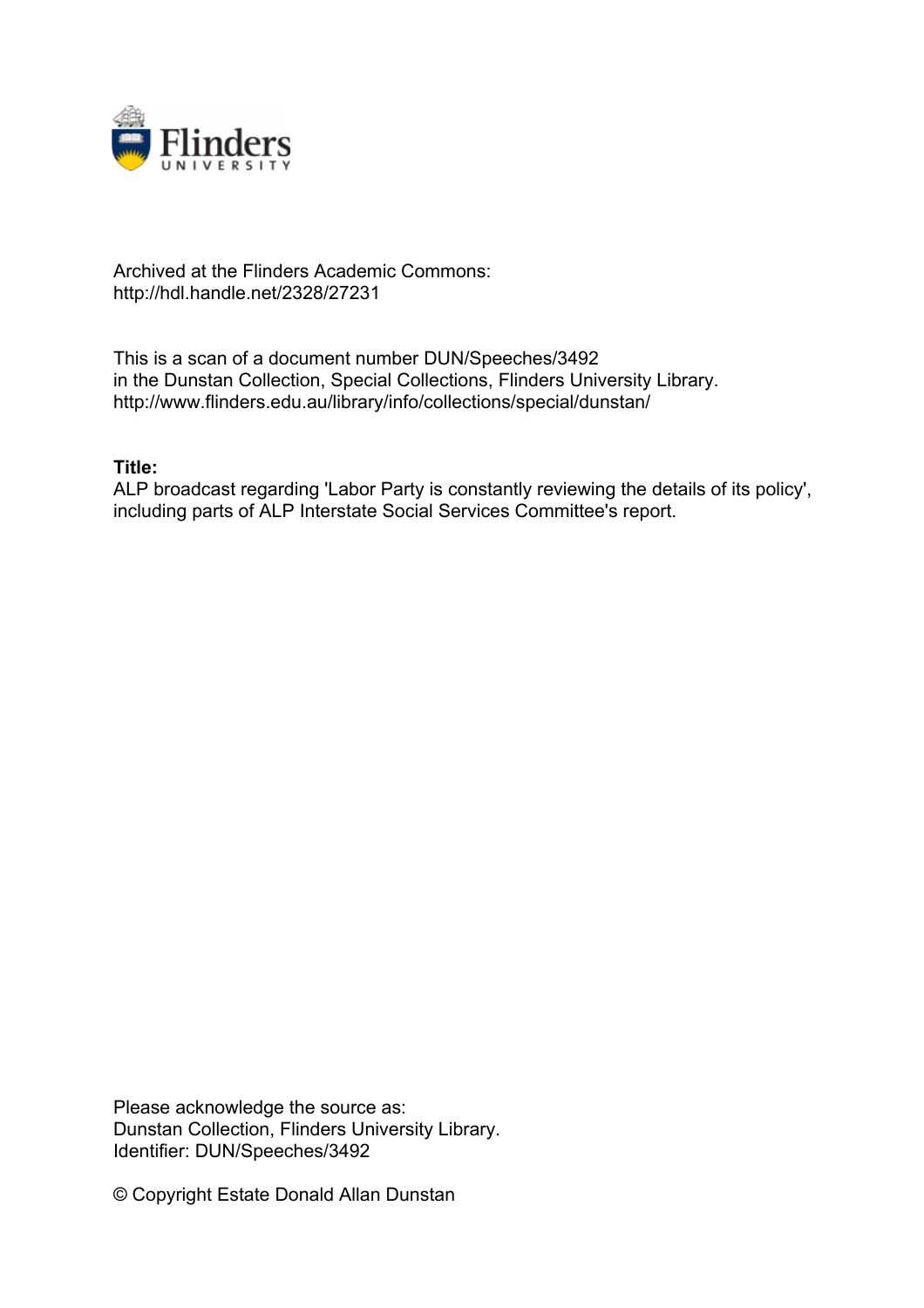Archived at the Flinders Academic Commons:
http://hdl.handle.net/2328/27231

This is a scan of a document number DUN/Speeches/3492
in the Dunstan Collection, Special Collections, Flinders University Library.
http://www.flinders.edu.au/library/info/collections/special/dunstan/

**Title:**
ALP broadcast regarding 'Labor Party is constantly reviewing the details of its policy', including parts of ALP Interstate Social Services Committee's report.

Please acknowledge the source as:
Dunstan Collection, Flinders University Library.
Identifier: DUN/Speeches/3492

© Copyright Estate Donald Allan Dunstan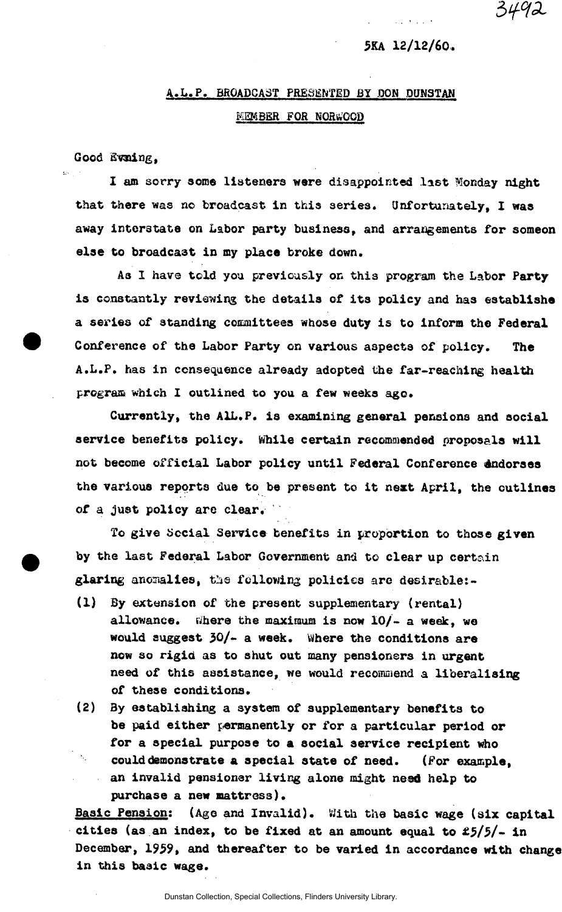3492

5KA 12/12/60.

## A.L.P. BROADCAST PRESENTED BY DON DUNSTAN
### MEMBER FOR NORWOOD

Good Evening,

I am sorry some listeners were disappointed last Monday night that there was no broadcast in this series. Unfortunately, I was away interstate on Labor party business, and arrangements for someon else to broadcast in my place broke down.

As I have told you previously on this program the Labor Party is constantly reviewing the details of its policy and has establishe a series of standing committees whose duty is to inform the Federal Conference of the Labor Party on various aspects of policy. The A.L.P. has in consequence already adopted the far-reaching health program which I outlined to you a few weeks ago.

Currently, the A.L.P. is examining general pensions and social service benefits policy. While certain recommended proposals will not become official Labor policy until Federal Conference endorses the various reports due to be present to it next April, the outlines of a just policy are clear.

To give Social Service benefits in proportion to those given by the last Federal Labor Government and to clear up certain glaring anomalies, the following policies are desirable:-

(1) By extension of the present supplementary (rental) allowance. Where the maximum is now 10/- a week, we would suggest 30/- a week. Where the conditions are now so rigid as to shut out many pensioners in urgent need of this assistance, we would recommend a liberalising of these conditions.

(2) By establishing a system of supplementary benefits to be paid either permanently or for a particular period or for a special purpose to a social service recipient who could demonstrate a special state of need. (For example, an invalid pensioner living alone might need help to purchase a new mattress).

<u>Basic Pension</u>: (Age and Invalid). With the basic wage (six capital cities (as an index, to be fixed at an amount equal to £5/5/- in December, 1959, and thereafter to be varied in accordance with change in this basic wage.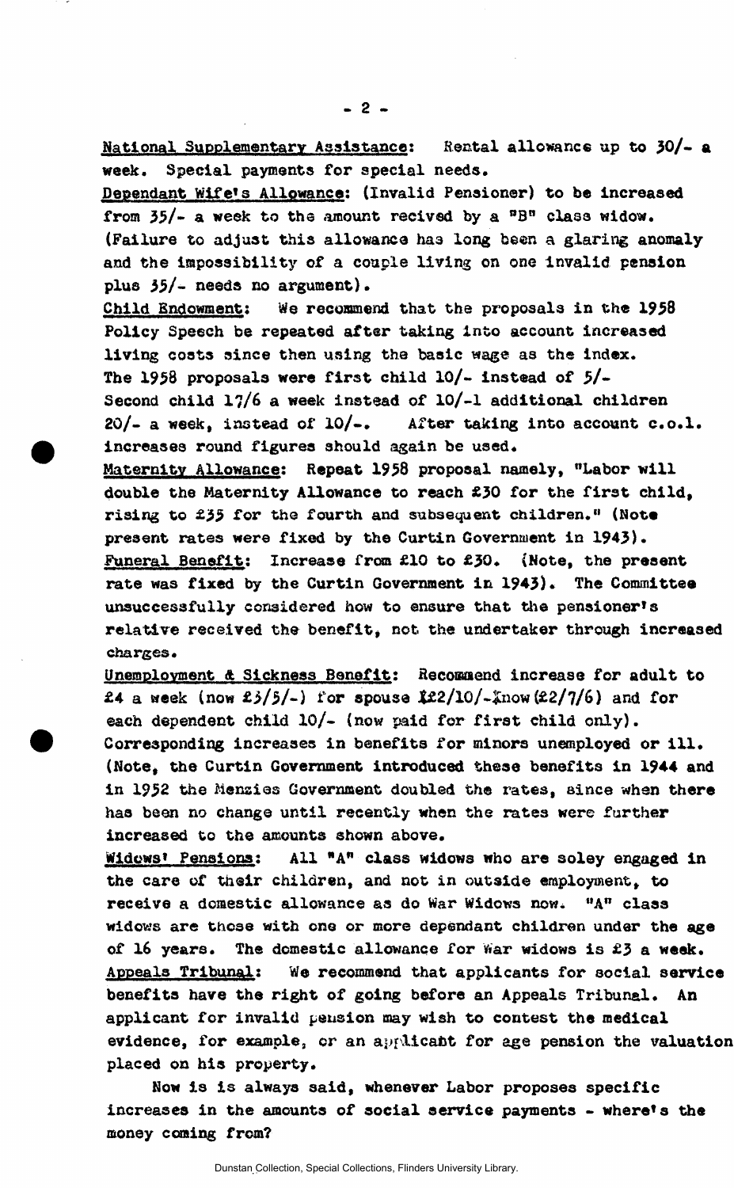National Supplementary Assistance: Rental allowance up to 30/- a week. Special payments for special needs.

Dependant Wife's Allowance: (Invalid Pensioner) to be increased from 35/- a week to the amount recived by a "B" class widow. (Failure to adjust this allowance has long been a glaring anomaly and the impossibility of a couple living on one invalid pension plus 35/- needs no argument).

Child Endowment: We recommend that the proposals in the 1958 Policy Speech be repeated after taking into account increased living costs since then using the basic wage as the index. The 1958 proposals were first child 10/- instead of 5/- Second child 17/6 a week instead of 10/-l additional children 20/- a week, instead of 10/-. After taking into account c.o.l. increases round figures should again be used.

Maternity Allowance: Repeat 1958 proposal namely, "Labor will double the Maternity Allowance to reach £30 for the first child, rising to £35 for the fourth and subsequent children." (Note present rates were fixed by the Curtin Government in 1943).

Funeral Benefit: Increase from £10 to £30. (Note, the present rate was fixed by the Curtin Government in 1943). The Committee unsuccessfully considered how to ensure that the pensioner's relative received the benefit, not the undertaker through increased charges.

Unemployment & Sickness Benefit: Recommend increase for adult to £4 a week (now £3/5/-) for spouse £2/10/-(now £2/7/6) and for each dependent child 10/- (now paid for first child only). Corresponding increases in benefits for minors unemployed or ill. (Note, the Curtin Government introduced these benefits in 1944 and in 1952 the Menzies Government doubled the rates, since when there has been no change until recently when the rates were further increased to the amounts shown above.

Widows' Pensions: All "A" class widows who are soley engaged in the care of their children, and not in outside employment, to receive a domestic allowance as do War Widows now. "A" class widows are those with one or more dependant children under the age of 16 years. The domestic allowance for War widows is £3 a week.

Appeals Tribunal: We recommend that applicants for social service benefits have the right of going before an Appeals Tribunal. An applicant for invalid pension may wish to contest the medical evidence, for example, or an applicant for age pension the valuation placed on his property.

Now is is always said, whenever Labor proposes specific increases in the amounts of social service payments - where's the money coming from?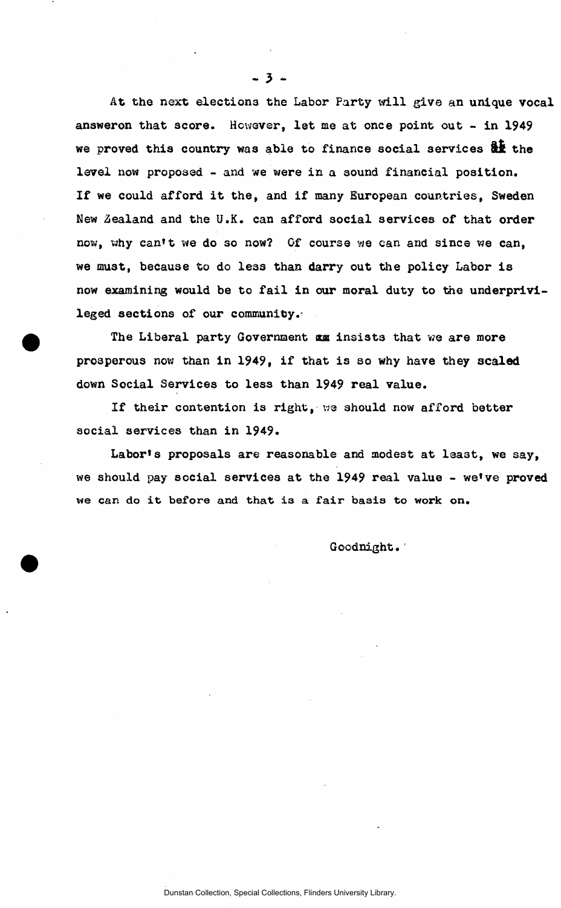At the next elections the Labor Party will give an unique vocal answeron that score. However, let me at once point out - in 1949 we proved this country was able to finance social services at the level now proposed - and we were in a sound financial position. If we could afford it the, and if many European countries, Sweden New Zealand and the U.K. can afford social services of that order now, why can't we do so now? Of course we can and since we can, we must, because to do less than darry out the policy Labor is now examining would be to fail in our moral duty to the underprivileged sections of our community.

The Liberal party Government ~~xx~~ insists that we are more prosperous now than in 1949, if that is so why have they scaled down Social Services to less than 1949 real value.

If their contention is right, we should now afford better social services than in 1949.

Labor's proposals are reasonable and modest at least, we say, we should pay social services at the 1949 real value - we've proved we can do it before and that is a fair basis to work on.

Goodnight.

Dunstan Collection, Special Collections, Flinders University Library.